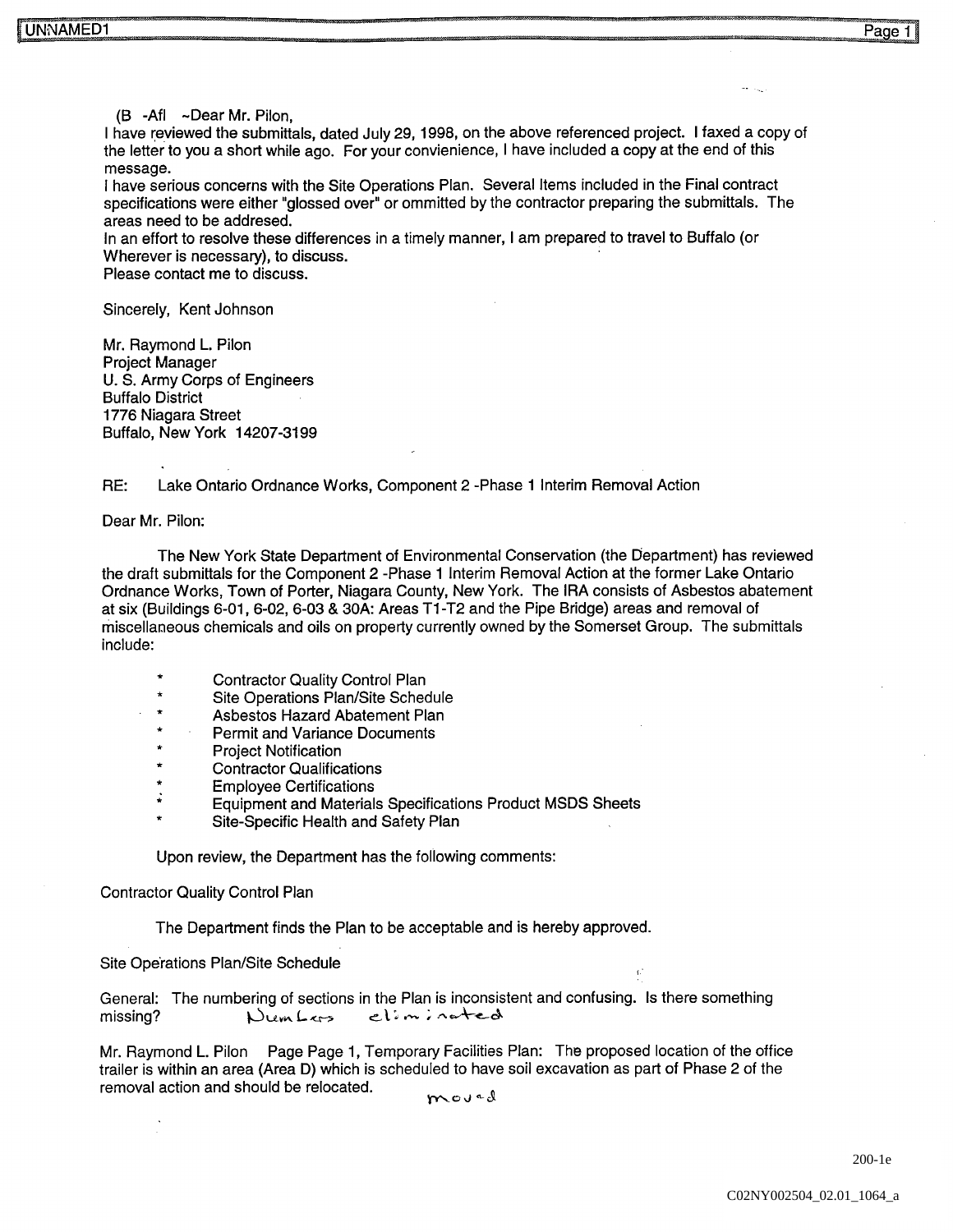(B -Afl ~Dear Mr. Pilon,
I have reviewed the submittals, dated July 29, 1998, on the above referenced project. I faxed a copy of the letter to you a short while ago. For your convienience, I have included a copy at the end of this message.
I have serious concerns with the Site Operations Plan. Several Items included in the Final contract specifications were either "glossed over" or ommitted by the contractor preparing the submittals. The areas need to be addresed.
In an effort to resolve these differences in a timely manner, I am prepared to travel to Buffalo (or Wherever is necessary), to discuss.
Please contact me to discuss.

Sincerely, Kent Johnson

Mr. Raymond L. Pilon
Project Manager
U. S. Army Corps of Engineers
Buffalo District
1776 Niagara Street
Buffalo, New York 14207-3199

RE: Lake Ontario Ordnance Works, Component 2 -Phase 1 Interim Removal Action

Dear Mr. Pilon:

The New York State Department of Environmental Conservation (the Department) has reviewed the draft submittals for the Component 2 -Phase 1 Interim Removal Action at the former Lake Ontario Ordnance Works, Town of Porter, Niagara County, New York. The IRA consists of Asbestos abatement at six (Buildings 6-01, 6-02, 6-03 & 30A: Areas T1-T2 and the Pipe Bridge) areas and removal of miscellaneous chemicals and oils on property currently owned by the Somerset Group. The submittals include:

- Contractor Quality Control Plan
- Site Operations Plan/Site Schedule
- Asbestos Hazard Abatement Plan
- Permit and Variance Documents
- Project Notification
- Contractor Qualifications
- Employee Certifications
- Equipment and Materials Specifications Product MSDS Sheets
- Site-Specific Health and Safety Plan

Upon review, the Department has the following comments:

Contractor Quality Control Plan

The Department finds the Plan to be acceptable and is hereby approved.

Site Operations Plan/Site Schedule

General: The numbering of sections in the Plan is inconsistent and confusing. Is there something missing? Numbers eliminated

Mr. Raymond L. Pilon Page Page 1, Temporary Facilities Plan: The proposed location of the office trailer is within an area (Area D) which is scheduled to have soil excavation as part of Phase 2 of the removal action and should be relocated. moved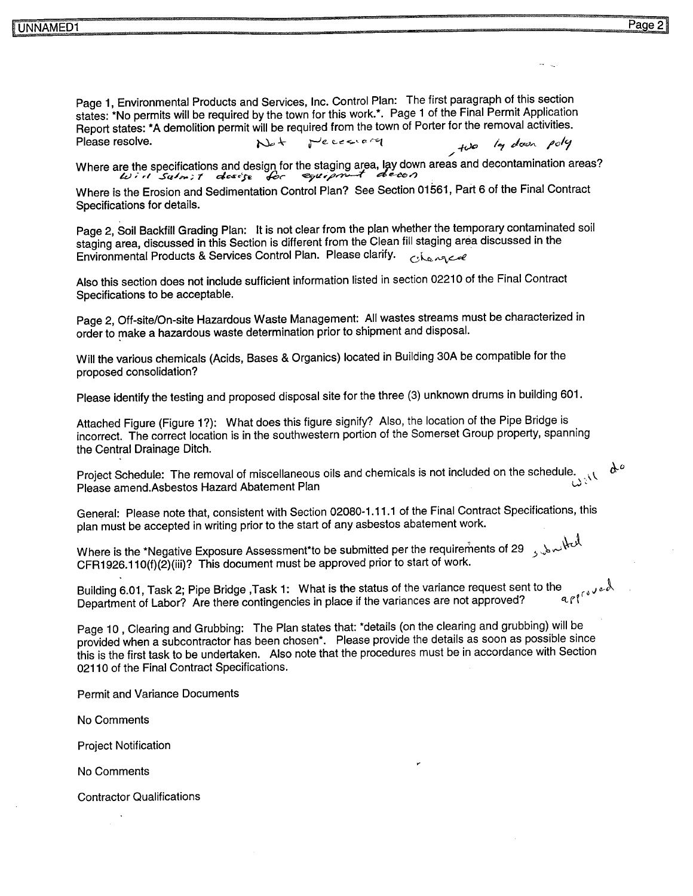Page 1, Environmental Products and Services, Inc. Control Plan: The first paragraph of this section states: *No permits will be required by the town for this work.*. Page 1 of the Final Permit Application Report states: *A demolition permit will be required from the town of Porter for the removal activities. Please resolve. Not necessary

Where are the specifications and design for the staging area, lay down areas and decontamination areas? two lay down poly
Will submit design for equipment decon

Where is the Erosion and Sedimentation Control Plan? See Section 01561, Part 6 of the Final Contract Specifications for details.

Page 2, Soil Backfill Grading Plan: It is not clear from the plan whether the temporary contaminated soil staging area, discussed in this Section is different from the Clean fill staging area discussed in the Environmental Products & Services Control Plan. Please clarify. changed

Also this section does not include sufficient information listed in section 02210 of the Final Contract Specifications to be acceptable.

Page 2, Off-site/On-site Hazardous Waste Management: All wastes streams must be characterized in order to make a hazardous waste determination prior to shipment and disposal.

Will the various chemicals (Acids, Bases & Organics) located in Building 30A be compatible for the proposed consolidation?

Please identify the testing and proposed disposal site for the three (3) unknown drums in building 601.

Attached Figure (Figure 1?): What does this figure signify? Also, the location of the Pipe Bridge is incorrect. The correct location is in the southwestern portion of the Somerset Group property, spanning the Central Drainage Ditch.

Project Schedule: The removal of miscellaneous oils and chemicals is not included on the schedule. Will do
Please amend.Asbestos Hazard Abatement Plan

General: Please note that, consistent with Section 02080-1.11.1 of the Final Contract Specifications, this plan must be accepted in writing prior to the start of any asbestos abatement work.

Where is the *Negative Exposure Assessment*to be submitted per the requirements of 29 CFR1926.110(f)(2)(iii)? This document must be approved prior to start of work. submitted

Building 6.01, Task 2; Pipe Bridge ,Task 1: What is the status of the variance request sent to the Department of Labor? Are there contingencies in place if the variances are not approved? approved

Page 10 , Clearing and Grubbing: The Plan states that: *details (on the clearing and grubbing) will be provided when a subcontractor has been chosen*. Please provide the details as soon as possible since this is the first task to be undertaken. Also note that the procedures must be in accordance with Section 02110 of the Final Contract Specifications.

Permit and Variance Documents

No Comments

Project Notification

No Comments

Contractor Qualifications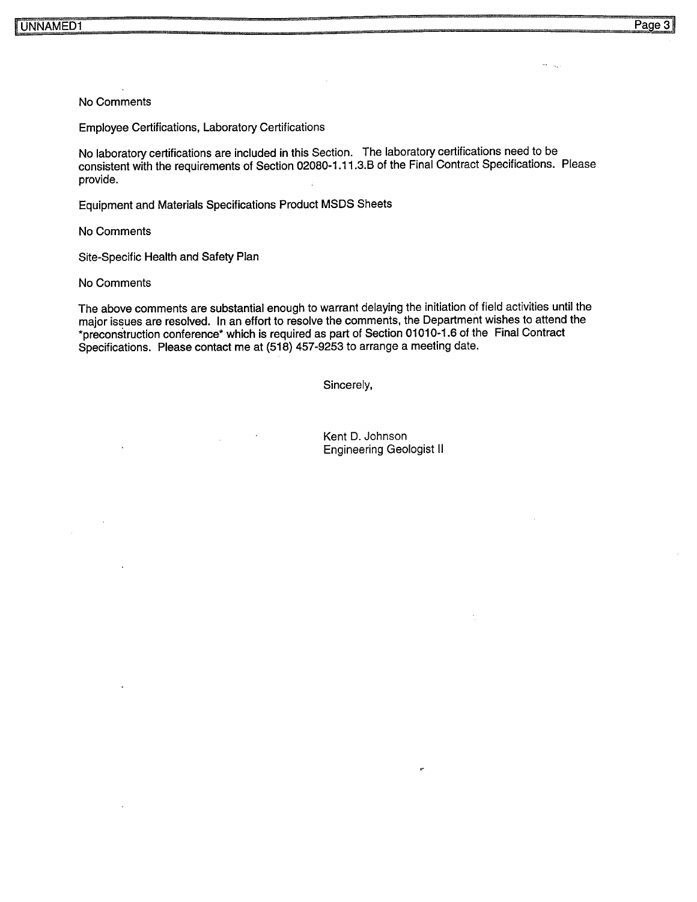No Comments

Employee Certifications, Laboratory Certifications

No laboratory certifications are included in this Section. The laboratory certifications need to be consistent with the requirements of Section 02080-1.11.3.B of the Final Contract Specifications. Please provide.

Equipment and Materials Specifications Product MSDS Sheets

No Comments

Site-Specific Health and Safety Plan

No Comments

The above comments are substantial enough to warrant delaying the initiation of field activities until the major issues are resolved. In an effort to resolve the comments, the Department wishes to attend the *preconstruction conference* which is required as part of Section 01010-1.6 of the Final Contract Specifications. Please contact me at (518) 457-9253 to arrange a meeting date.

Sincerely,

Kent D. Johnson
Engineering Geologist II